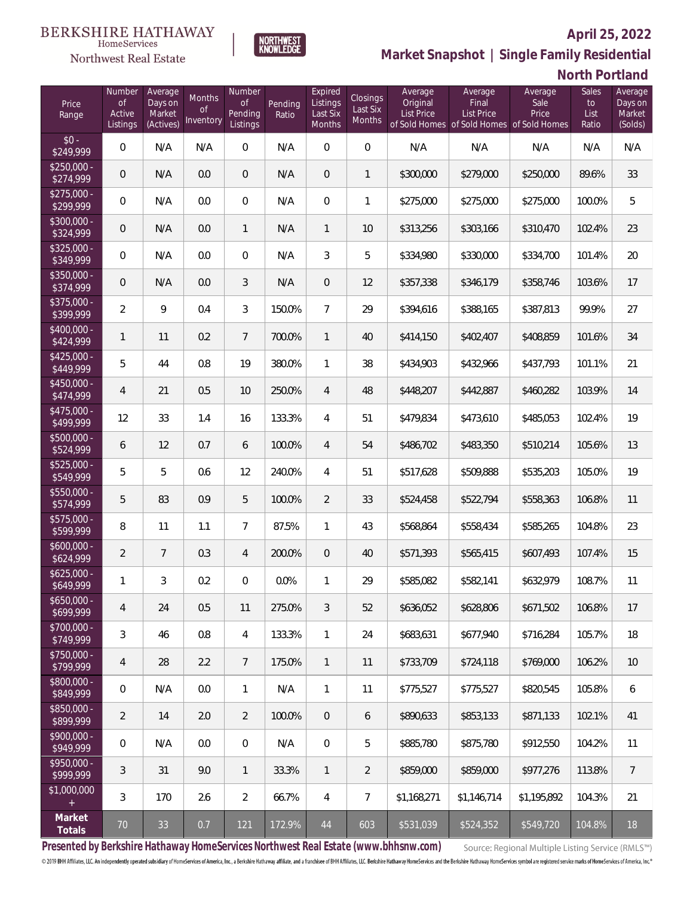BERKSHIRE HATHAWAY HomeServices Northwest Real Estate

NORTHWEST KNOWLEDGE

# April 25, 2022

## Market Snapshot | Single Family Residential

## North Portland

| Price Range | Number of Active Listings | Average Days on Market (Actives) | Months of Inventory | Number of Pending Listings | Pending Ratio | Expired Listings Last Six Months | Closings Last Six Months | Average Original List Price of Sold Homes | Average Final List Price of Sold Homes | Average Sale Price of Sold Homes | Sales to List Ratio | Average Days on Market (Solds) |
|---|---|---|---|---|---|---|---|---|---|---|---|---|
| $0 - $249,999 | 0 | N/A | N/A | 0 | N/A | 0 | 0 | N/A | N/A | N/A | N/A | N/A |
| $250,000 - $274,999 | 0 | N/A | 0.0 | 0 | N/A | 0 | 1 | $300,000 | $279,000 | $250,000 | 89.6% | 33 |
| $275,000 - $299,999 | 0 | N/A | 0.0 | 0 | N/A | 0 | 1 | $275,000 | $275,000 | $275,000 | 100.0% | 5 |
| $300,000 - $324,999 | 0 | N/A | 0.0 | 1 | N/A | 1 | 10 | $313,256 | $303,166 | $310,470 | 102.4% | 23 |
| $325,000 - $349,999 | 0 | N/A | 0.0 | 0 | N/A | 3 | 5 | $334,980 | $330,000 | $334,700 | 101.4% | 20 |
| $350,000 - $374,999 | 0 | N/A | 0.0 | 3 | N/A | 0 | 12 | $357,338 | $346,179 | $358,746 | 103.6% | 17 |
| $375,000 - $399,999 | 2 | 9 | 0.4 | 3 | 150.0% | 7 | 29 | $394,616 | $388,165 | $387,813 | 99.9% | 27 |
| $400,000 - $424,999 | 1 | 11 | 0.2 | 7 | 700.0% | 1 | 40 | $414,150 | $402,407 | $408,859 | 101.6% | 34 |
| $425,000 - $449,999 | 5 | 44 | 0.8 | 19 | 380.0% | 1 | 38 | $434,903 | $432,966 | $437,793 | 101.1% | 21 |
| $450,000 - $474,999 | 4 | 21 | 0.5 | 10 | 250.0% | 4 | 48 | $448,207 | $442,887 | $460,282 | 103.9% | 14 |
| $475,000 - $499,999 | 12 | 33 | 1.4 | 16 | 133.3% | 4 | 51 | $479,834 | $473,610 | $485,053 | 102.4% | 19 |
| $500,000 - $524,999 | 6 | 12 | 0.7 | 6 | 100.0% | 4 | 54 | $486,702 | $483,350 | $510,214 | 105.6% | 13 |
| $525,000 - $549,999 | 5 | 5 | 0.6 | 12 | 240.0% | 4 | 51 | $517,628 | $509,888 | $535,203 | 105.0% | 19 |
| $550,000 - $574,999 | 5 | 83 | 0.9 | 5 | 100.0% | 2 | 33 | $524,458 | $522,794 | $558,363 | 106.8% | 11 |
| $575,000 - $599,999 | 8 | 11 | 1.1 | 7 | 87.5% | 1 | 43 | $568,864 | $558,434 | $585,265 | 104.8% | 23 |
| $600,000 - $624,999 | 2 | 7 | 0.3 | 4 | 200.0% | 0 | 40 | $571,393 | $565,415 | $607,493 | 107.4% | 15 |
| $625,000 - $649,999 | 1 | 3 | 0.2 | 0 | 0.0% | 1 | 29 | $585,082 | $582,141 | $632,979 | 108.7% | 11 |
| $650,000 - $699,999 | 4 | 24 | 0.5 | 11 | 275.0% | 3 | 52 | $636,052 | $628,806 | $671,502 | 106.8% | 17 |
| $700,000 - $749,999 | 3 | 46 | 0.8 | 4 | 133.3% | 1 | 24 | $683,631 | $677,940 | $716,284 | 105.7% | 18 |
| $750,000 - $799,999 | 4 | 28 | 2.2 | 7 | 175.0% | 1 | 11 | $733,709 | $724,118 | $769,000 | 106.2% | 10 |
| $800,000 - $849,999 | 0 | N/A | 0.0 | 1 | N/A | 1 | 11 | $775,527 | $775,527 | $820,545 | 105.8% | 6 |
| $850,000 - $899,999 | 2 | 14 | 2.0 | 2 | 100.0% | 0 | 6 | $890,633 | $853,133 | $871,133 | 102.1% | 41 |
| $900,000 - $949,999 | 0 | N/A | 0.0 | 0 | N/A | 0 | 5 | $885,780 | $875,780 | $912,550 | 104.2% | 11 |
| $950,000 - $999,999 | 3 | 31 | 9.0 | 1 | 33.3% | 1 | 2 | $859,000 | $859,000 | $977,276 | 113.8% | 7 |
| $1,000,000 + | 3 | 170 | 2.6 | 2 | 66.7% | 4 | 7 | $1,168,271 | $1,146,714 | $1,195,892 | 104.3% | 21 |
| **Market Totals** | 70 | 33 | 0.7 | 121 | 172.9% | 44 | 603 | $531,039 | $524,352 | $549,720 | 104.8% | 18 |

**Presented by Berkshire Hathaway HomeServices Northwest Real Estate (www.bhhsnw.com)**

Source: Regional Multiple Listing Service (RMLS™)

© 2019 BHH Affiliates, LLC. An independently operated subsidiary of HomeServices of America, Inc., a Berkshire Hathaway affiliate, and a franchisee of BHH Affiliates, LLC. Berkshire Hathaway HomeServices and the Berkshire Hathaway HomeServices symbol are registered service marks of HomeServices of America, Inc.®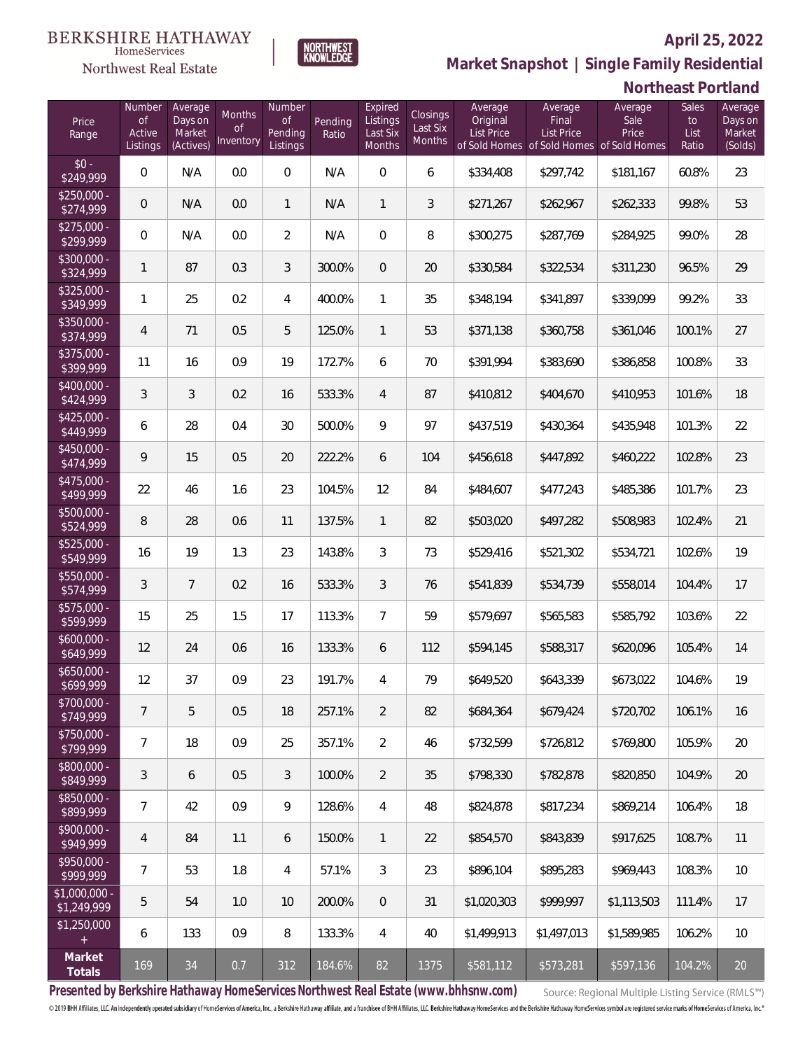BERKSHIRE HATHAWAY HomeServices Northwest Real Estate

NORTHWEST KNOWLEDGE

**April 25, 2022**

## Market Snapshot | Single Family Residential

## Northeast Portland

| Price Range | Number of Active Listings | Average Days on Market (Actives) | Months of Inventory | Number of Pending Listings | Pending Ratio | Expired Listings Last Six Months | Closings Last Six Months | Average Original List Price of Sold Homes | Average Final List Price of Sold Homes | Average Sale Price of Sold Homes | Sales to List Ratio | Average Days on Market (Solds) |
|---|---|---|---|---|---|---|---|---|---|---|---|---|
| $0 - $249,999 | 0 | N/A | 0.0 | 0 | N/A | 0 | 6 | $334,408 | $297,742 | $181,167 | 60.8% | 23 |
| $250,000 - $274,999 | 0 | N/A | 0.0 | 1 | N/A | 1 | 3 | $271,267 | $262,967 | $262,333 | 99.8% | 53 |
| $275,000 - $299,999 | 0 | N/A | 0.0 | 2 | N/A | 0 | 8 | $300,275 | $287,769 | $284,925 | 99.0% | 28 |
| $300,000 - $324,999 | 1 | 87 | 0.3 | 3 | 300.0% | 0 | 20 | $330,584 | $322,534 | $311,230 | 96.5% | 29 |
| $325,000 - $349,999 | 1 | 25 | 0.2 | 4 | 400.0% | 1 | 35 | $348,194 | $341,897 | $339,099 | 99.2% | 33 |
| $350,000 - $374,999 | 4 | 71 | 0.5 | 5 | 125.0% | 1 | 53 | $371,138 | $360,758 | $361,046 | 100.1% | 27 |
| $375,000 - $399,999 | 11 | 16 | 0.9 | 19 | 172.7% | 6 | 70 | $391,994 | $383,690 | $386,858 | 100.8% | 33 |
| $400,000 - $424,999 | 3 | 3 | 0.2 | 16 | 533.3% | 4 | 87 | $410,812 | $404,670 | $410,953 | 101.6% | 18 |
| $425,000 - $449,999 | 6 | 28 | 0.4 | 30 | 500.0% | 9 | 97 | $437,519 | $430,364 | $435,948 | 101.3% | 22 |
| $450,000 - $474,999 | 9 | 15 | 0.5 | 20 | 222.2% | 6 | 104 | $456,618 | $447,892 | $460,222 | 102.8% | 23 |
| $475,000 - $499,999 | 22 | 46 | 1.6 | 23 | 104.5% | 12 | 84 | $484,607 | $477,243 | $485,386 | 101.7% | 23 |
| $500,000 - $524,999 | 8 | 28 | 0.6 | 11 | 137.5% | 1 | 82 | $503,020 | $497,282 | $508,983 | 102.4% | 21 |
| $525,000 - $549,999 | 16 | 19 | 1.3 | 23 | 143.8% | 3 | 73 | $529,416 | $521,302 | $534,721 | 102.6% | 19 |
| $550,000 - $574,999 | 3 | 7 | 0.2 | 16 | 533.3% | 3 | 76 | $541,839 | $534,739 | $558,014 | 104.4% | 17 |
| $575,000 - $599,999 | 15 | 25 | 1.5 | 17 | 113.3% | 7 | 59 | $579,697 | $565,583 | $585,792 | 103.6% | 22 |
| $600,000 - $649,999 | 12 | 24 | 0.6 | 16 | 133.3% | 6 | 112 | $594,145 | $588,317 | $620,096 | 105.4% | 14 |
| $650,000 - $699,999 | 12 | 37 | 0.9 | 23 | 191.7% | 4 | 79 | $649,520 | $643,339 | $673,022 | 104.6% | 19 |
| $700,000 - $749,999 | 7 | 5 | 0.5 | 18 | 257.1% | 2 | 82 | $684,364 | $679,424 | $720,702 | 106.1% | 16 |
| $750,000 - $799,999 | 7 | 18 | 0.9 | 25 | 357.1% | 2 | 46 | $732,599 | $726,812 | $769,800 | 105.9% | 20 |
| $800,000 - $849,999 | 3 | 6 | 0.5 | 3 | 100.0% | 2 | 35 | $798,330 | $782,878 | $820,850 | 104.9% | 20 |
| $850,000 - $899,999 | 7 | 42 | 0.9 | 9 | 128.6% | 4 | 48 | $824,878 | $817,234 | $869,214 | 106.4% | 18 |
| $900,000 - $949,999 | 4 | 84 | 1.1 | 6 | 150.0% | 1 | 22 | $854,570 | $843,839 | $917,625 | 108.7% | 11 |
| $950,000 - $999,999 | 7 | 53 | 1.8 | 4 | 57.1% | 3 | 23 | $896,104 | $895,283 | $969,443 | 108.3% | 10 |
| $1,000,000 - $1,249,999 | 5 | 54 | 1.0 | 10 | 200.0% | 0 | 31 | $1,020,303 | $999,997 | $1,113,503 | 111.4% | 17 |
| $1,250,000 + | 6 | 133 | 0.9 | 8 | 133.3% | 4 | 40 | $1,499,913 | $1,497,013 | $1,589,985 | 106.2% | 10 |
| **Market Totals** | 169 | 34 | 0.7 | 312 | 184.6% | 82 | 1375 | $581,112 | $573,281 | $597,136 | 104.2% | 20 |

**Presented by Berkshire Hathaway HomeServices Northwest Real Estate (www.bhhsnw.com)**

Source: Regional Multiple Listing Service (RMLS™)

© 2019 BHH Affiliates, LLC. An independently operated subsidiary of HomeServices of America, Inc., a Berkshire Hathaway affiliate, and a franchisee of BHH Affiliates, LLC. Berkshire Hathaway HomeServices and the Berkshire Hathaway HomeServices symbol are registered service marks of HomeServices of America, Inc.®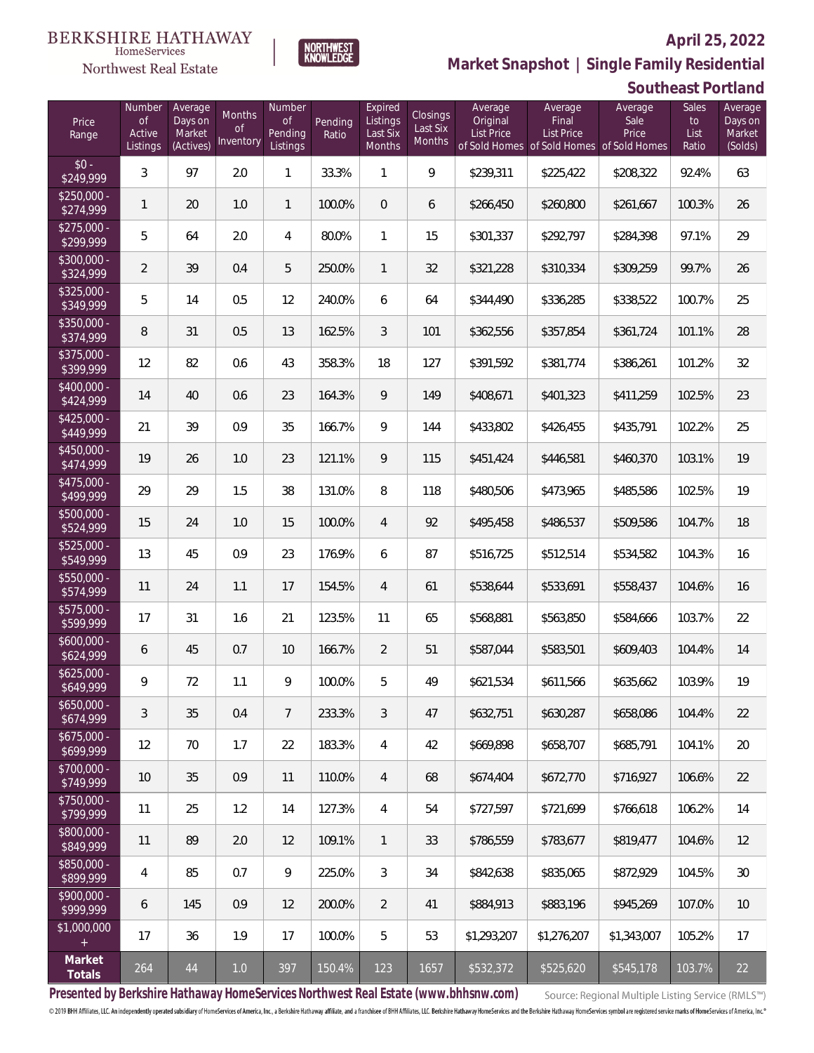BERKSHIRE HATHAWAY HomeServices Northwest Real Estate

NORTHWEST KNOWLEDGE

**April 25, 2022**

**Market Snapshot | Single Family Residential**

**Southeast Portland**

| Price Range | Number of Active Listings | Average Days on Market (Actives) | Months of Inventory | Number of Pending Listings | Pending Ratio | Expired Listings Last Six Months | Closings Last Six Months | Average Original List Price of Sold Homes | Average Final List Price of Sold Homes | Average Sale Price of Sold Homes | Sales to List Ratio | Average Days on Market (Solds) |
|---|---|---|---|---|---|---|---|---|---|---|---|---|
| $0 - $249,999 | 3 | 97 | 2.0 | 1 | 33.3% | 1 | 9 | $239,311 | $225,422 | $208,322 | 92.4% | 63 |
| $250,000 - $274,999 | 1 | 20 | 1.0 | 1 | 100.0% | 0 | 6 | $266,450 | $260,800 | $261,667 | 100.3% | 26 |
| $275,000 - $299,999 | 5 | 64 | 2.0 | 4 | 80.0% | 1 | 15 | $301,337 | $292,797 | $284,398 | 97.1% | 29 |
| $300,000 - $324,999 | 2 | 39 | 0.4 | 5 | 250.0% | 1 | 32 | $321,228 | $310,334 | $309,259 | 99.7% | 26 |
| $325,000 - $349,999 | 5 | 14 | 0.5 | 12 | 240.0% | 6 | 64 | $344,490 | $336,285 | $338,522 | 100.7% | 25 |
| $350,000 - $374,999 | 8 | 31 | 0.5 | 13 | 162.5% | 3 | 101 | $362,556 | $357,854 | $361,724 | 101.1% | 28 |
| $375,000 - $399,999 | 12 | 82 | 0.6 | 43 | 358.3% | 18 | 127 | $391,592 | $381,774 | $386,261 | 101.2% | 32 |
| $400,000 - $424,999 | 14 | 40 | 0.6 | 23 | 164.3% | 9 | 149 | $408,671 | $401,323 | $411,259 | 102.5% | 23 |
| $425,000 - $449,999 | 21 | 39 | 0.9 | 35 | 166.7% | 9 | 144 | $433,802 | $426,455 | $435,791 | 102.2% | 25 |
| $450,000 - $474,999 | 19 | 26 | 1.0 | 23 | 121.1% | 9 | 115 | $451,424 | $446,581 | $460,370 | 103.1% | 19 |
| $475,000 - $499,999 | 29 | 29 | 1.5 | 38 | 131.0% | 8 | 118 | $480,506 | $473,965 | $485,586 | 102.5% | 19 |
| $500,000 - $524,999 | 15 | 24 | 1.0 | 15 | 100.0% | 4 | 92 | $495,458 | $486,537 | $509,586 | 104.7% | 18 |
| $525,000 - $549,999 | 13 | 45 | 0.9 | 23 | 176.9% | 6 | 87 | $516,725 | $512,514 | $534,582 | 104.3% | 16 |
| $550,000 - $574,999 | 11 | 24 | 1.1 | 17 | 154.5% | 4 | 61 | $538,644 | $533,691 | $558,437 | 104.6% | 16 |
| $575,000 - $599,999 | 17 | 31 | 1.6 | 21 | 123.5% | 11 | 65 | $568,881 | $563,850 | $584,666 | 103.7% | 22 |
| $600,000 - $624,999 | 6 | 45 | 0.7 | 10 | 166.7% | 2 | 51 | $587,044 | $583,501 | $609,403 | 104.4% | 14 |
| $625,000 - $649,999 | 9 | 72 | 1.1 | 9 | 100.0% | 5 | 49 | $621,534 | $611,566 | $635,662 | 103.9% | 19 |
| $650,000 - $674,999 | 3 | 35 | 0.4 | 7 | 233.3% | 3 | 47 | $632,751 | $630,287 | $658,086 | 104.4% | 22 |
| $675,000 - $699,999 | 12 | 70 | 1.7 | 22 | 183.3% | 4 | 42 | $669,898 | $658,707 | $685,791 | 104.1% | 20 |
| $700,000 - $749,999 | 10 | 35 | 0.9 | 11 | 110.0% | 4 | 68 | $674,404 | $672,770 | $716,927 | 106.6% | 22 |
| $750,000 - $799,999 | 11 | 25 | 1.2 | 14 | 127.3% | 4 | 54 | $727,597 | $721,699 | $766,618 | 106.2% | 14 |
| $800,000 - $849,999 | 11 | 89 | 2.0 | 12 | 109.1% | 1 | 33 | $786,559 | $783,677 | $819,477 | 104.6% | 12 |
| $850,000 - $899,999 | 4 | 85 | 0.7 | 9 | 225.0% | 3 | 34 | $842,638 | $835,065 | $872,929 | 104.5% | 30 |
| $900,000 - $999,999 | 6 | 145 | 0.9 | 12 | 200.0% | 2 | 41 | $884,913 | $883,196 | $945,269 | 107.0% | 10 |
| $1,000,000 + | 17 | 36 | 1.9 | 17 | 100.0% | 5 | 53 | $1,293,207 | $1,276,207 | $1,343,007 | 105.2% | 17 |
| **Market Totals** | 264 | 44 | 1.0 | 397 | 150.4% | 123 | 1657 | $532,372 | $525,620 | $545,178 | 103.7% | 22 |

**Presented by Berkshire Hathaway HomeServices Northwest Real Estate (www.bhhsnw.com)**

Source: Regional Multiple Listing Service (RMLS™)

© 2019 BHH Affiliates, LLC. An independently operated subsidiary of HomeServices of America, Inc., a Berkshire Hathaway affiliate, and a franchisee of BHH Affiliates, LLC. Berkshire Hathaway HomeServices and the Berkshire Hathaway HomeServices symbol are registered service marks of HomeServices of America, Inc.®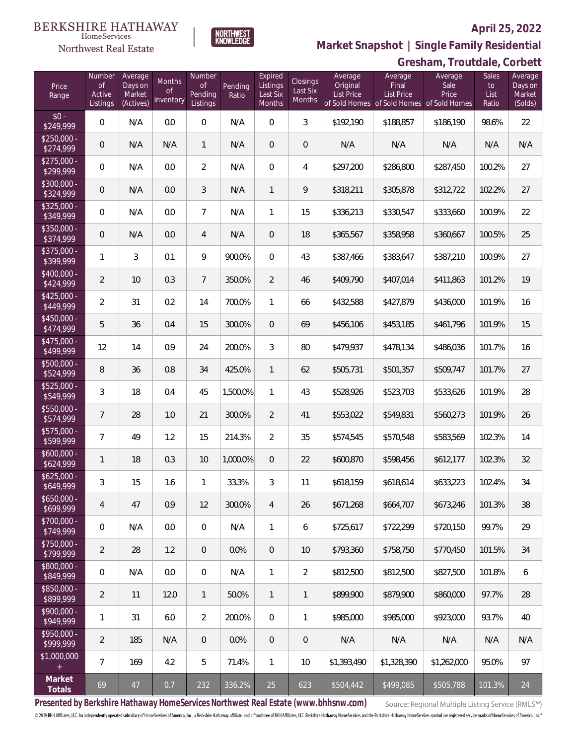BERKSHIRE HATHAWAY HomeServices Northwest Real Estate | NORTHWEST KNOWLEDGE

**April 25, 2022**

## Market Snapshot | Single Family Residential

### Gresham, Troutdale, Corbett

| Price Range | Number of Active Listings | Average Days on Market (Actives) | Months of Inventory | Number of Pending Listings | Pending Ratio | Expired Listings Last Six Months | Closings Last Six Months | Average Original List Price of Sold Homes | Average Final List Price of Sold Homes | Average Sale Price of Sold Homes | Sales to List Ratio | Average Days on Market (Solds) |
|---|---|---|---|---|---|---|---|---|---|---|---|---|
| $0 - $249,999 | 0 | N/A | 0.0 | 0 | N/A | 0 | 3 | $192,190 | $188,857 | $186,190 | 98.6% | 22 |
| $250,000 - $274,999 | 0 | N/A | N/A | 1 | N/A | 0 | 0 | N/A | N/A | N/A | N/A | N/A |
| $275,000 - $299,999 | 0 | N/A | 0.0 | 2 | N/A | 0 | 4 | $297,200 | $286,800 | $287,450 | 100.2% | 27 |
| $300,000 - $324,999 | 0 | N/A | 0.0 | 3 | N/A | 1 | 9 | $318,211 | $305,878 | $312,722 | 102.2% | 27 |
| $325,000 - $349,999 | 0 | N/A | 0.0 | 7 | N/A | 1 | 15 | $336,213 | $330,547 | $333,660 | 100.9% | 22 |
| $350,000 - $374,999 | 0 | N/A | 0.0 | 4 | N/A | 0 | 18 | $365,567 | $358,958 | $360,667 | 100.5% | 25 |
| $375,000 - $399,999 | 1 | 3 | 0.1 | 9 | 900.0% | 0 | 43 | $387,466 | $383,647 | $387,210 | 100.9% | 27 |
| $400,000 - $424,999 | 2 | 10 | 0.3 | 7 | 350.0% | 2 | 46 | $409,790 | $407,014 | $411,863 | 101.2% | 19 |
| $425,000 - $449,999 | 2 | 31 | 0.2 | 14 | 700.0% | 1 | 66 | $432,588 | $427,879 | $436,000 | 101.9% | 16 |
| $450,000 - $474,999 | 5 | 36 | 0.4 | 15 | 300.0% | 0 | 69 | $456,106 | $453,185 | $461,796 | 101.9% | 15 |
| $475,000 - $499,999 | 12 | 14 | 0.9 | 24 | 200.0% | 3 | 80 | $479,937 | $478,134 | $486,036 | 101.7% | 16 |
| $500,000 - $524,999 | 8 | 36 | 0.8 | 34 | 425.0% | 1 | 62 | $505,731 | $501,357 | $509,747 | 101.7% | 27 |
| $525,000 - $549,999 | 3 | 18 | 0.4 | 45 | 1,500.0% | 1 | 43 | $528,926 | $523,703 | $533,626 | 101.9% | 28 |
| $550,000 - $574,999 | 7 | 28 | 1.0 | 21 | 300.0% | 2 | 41 | $553,022 | $549,831 | $560,273 | 101.9% | 26 |
| $575,000 - $599,999 | 7 | 49 | 1.2 | 15 | 214.3% | 2 | 35 | $574,545 | $570,548 | $583,569 | 102.3% | 14 |
| $600,000 - $624,999 | 1 | 18 | 0.3 | 10 | 1,000.0% | 0 | 22 | $600,870 | $598,456 | $612,177 | 102.3% | 32 |
| $625,000 - $649,999 | 3 | 15 | 1.6 | 1 | 33.3% | 3 | 11 | $618,159 | $618,614 | $633,223 | 102.4% | 34 |
| $650,000 - $699,999 | 4 | 47 | 0.9 | 12 | 300.0% | 4 | 26 | $671,268 | $664,707 | $673,246 | 101.3% | 38 |
| $700,000 - $749,999 | 0 | N/A | 0.0 | 0 | N/A | 1 | 6 | $725,617 | $722,299 | $720,150 | 99.7% | 29 |
| $750,000 - $799,999 | 2 | 28 | 1.2 | 0 | 0.0% | 0 | 10 | $793,360 | $758,750 | $770,450 | 101.5% | 34 |
| $800,000 - $849,999 | 0 | N/A | 0.0 | 0 | N/A | 1 | 2 | $812,500 | $812,500 | $827,500 | 101.8% | 6 |
| $850,000 - $899,999 | 2 | 11 | 12.0 | 1 | 50.0% | 1 | 1 | $899,900 | $879,900 | $860,000 | 97.7% | 28 |
| $900,000 - $949,999 | 1 | 31 | 6.0 | 2 | 200.0% | 0 | 1 | $985,000 | $985,000 | $923,000 | 93.7% | 40 |
| $950,000 - $999,999 | 2 | 185 | N/A | 0 | 0.0% | 0 | 0 | N/A | N/A | N/A | N/A | N/A |
| $1,000,000 + | 7 | 169 | 4.2 | 5 | 71.4% | 1 | 10 | $1,393,490 | $1,328,390 | $1,262,000 | 95.0% | 97 |
| **Market Totals** | 69 | 47 | 0.7 | 232 | 336.2% | 25 | 623 | $504,442 | $499,085 | $505,788 | 101.3% | 24 |

**Presented by Berkshire Hathaway HomeServices Northwest Real Estate (www.bhhsnw.com)** Source: Regional Multiple Listing Service (RMLS™)

© 2019 BHH Affiliates, LLC. An independently operated subsidiary of HomeServices of America, Inc., a Berkshire Hathaway affiliate, and a franchisee of BHH Affiliates, LLC. Berkshire Hathaway HomeServices and the Berkshire Hathaway HomeServices symbol are registered service marks of HomeServices of America, Inc.®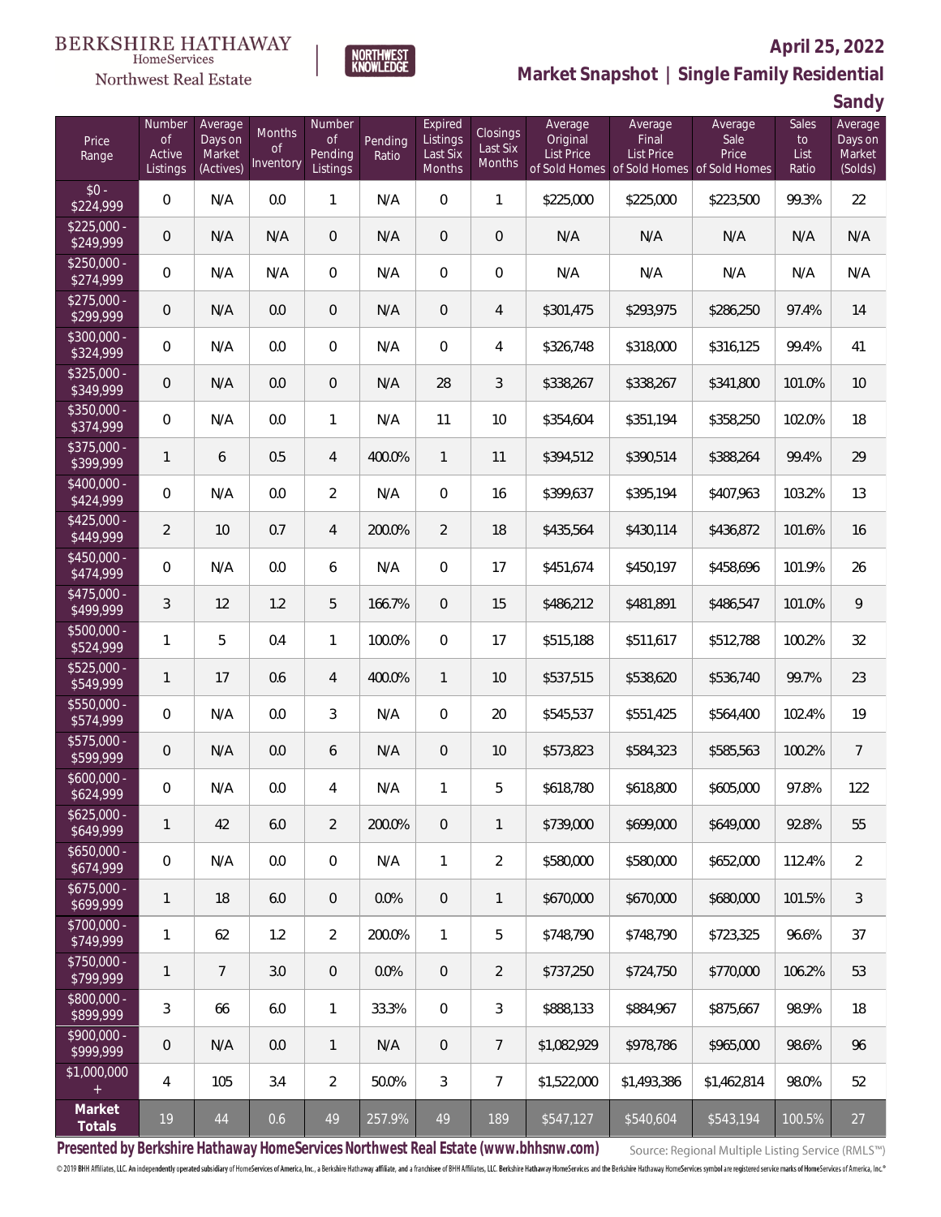BERKSHIRE HATHAWAY HomeServices Northwest Real Estate

NORTHWEST KNOWLEDGE

**April 25, 2022**

**Market Snapshot | Single Family Residential**

**Sandy**

| Price Range | Number of Active Listings | Average Days on Market (Actives) | Months of Inventory | Number of Pending Listings | Pending Ratio | Expired Listings Last Six Months | Closings Last Six Months | Average Original List Price of Sold Homes | Average Final List Price of Sold Homes | Average Sale Price of Sold Homes | Sales to List Ratio | Average Days on Market (Solds) |
|---|---|---|---|---|---|---|---|---|---|---|---|---|
| $0 - $224,999 | 0 | N/A | 0.0 | 1 | N/A | 0 | 1 | $225,000 | $225,000 | $223,500 | 99.3% | 22 |
| $225,000 - $249,999 | 0 | N/A | N/A | 0 | N/A | 0 | 0 | N/A | N/A | N/A | N/A | N/A |
| $250,000 - $274,999 | 0 | N/A | N/A | 0 | N/A | 0 | 0 | N/A | N/A | N/A | N/A | N/A |
| $275,000 - $299,999 | 0 | N/A | 0.0 | 0 | N/A | 0 | 4 | $301,475 | $293,975 | $286,250 | 97.4% | 14 |
| $300,000 - $324,999 | 0 | N/A | 0.0 | 0 | N/A | 0 | 4 | $326,748 | $318,000 | $316,125 | 99.4% | 41 |
| $325,000 - $349,999 | 0 | N/A | 0.0 | 0 | N/A | 28 | 3 | $338,267 | $338,267 | $341,800 | 101.0% | 10 |
| $350,000 - $374,999 | 0 | N/A | 0.0 | 1 | N/A | 11 | 10 | $354,604 | $351,194 | $358,250 | 102.0% | 18 |
| $375,000 - $399,999 | 1 | 6 | 0.5 | 4 | 400.0% | 1 | 11 | $394,512 | $390,514 | $388,264 | 99.4% | 29 |
| $400,000 - $424,999 | 0 | N/A | 0.0 | 2 | N/A | 0 | 16 | $399,637 | $395,194 | $407,963 | 103.2% | 13 |
| $425,000 - $449,999 | 2 | 10 | 0.7 | 4 | 200.0% | 2 | 18 | $435,564 | $430,114 | $436,872 | 101.6% | 16 |
| $450,000 - $474,999 | 0 | N/A | 0.0 | 6 | N/A | 0 | 17 | $451,674 | $450,197 | $458,696 | 101.9% | 26 |
| $475,000 - $499,999 | 3 | 12 | 1.2 | 5 | 166.7% | 0 | 15 | $486,212 | $481,891 | $486,547 | 101.0% | 9 |
| $500,000 - $524,999 | 1 | 5 | 0.4 | 1 | 100.0% | 0 | 17 | $515,188 | $511,617 | $512,788 | 100.2% | 32 |
| $525,000 - $549,999 | 1 | 17 | 0.6 | 4 | 400.0% | 1 | 10 | $537,515 | $538,620 | $536,740 | 99.7% | 23 |
| $550,000 - $574,999 | 0 | N/A | 0.0 | 3 | N/A | 0 | 20 | $545,537 | $551,425 | $564,400 | 102.4% | 19 |
| $575,000 - $599,999 | 0 | N/A | 0.0 | 6 | N/A | 0 | 10 | $573,823 | $584,323 | $585,563 | 100.2% | 7 |
| $600,000 - $624,999 | 0 | N/A | 0.0 | 4 | N/A | 1 | 5 | $618,780 | $618,800 | $605,000 | 97.8% | 122 |
| $625,000 - $649,999 | 1 | 42 | 6.0 | 2 | 200.0% | 0 | 1 | $739,000 | $699,000 | $649,000 | 92.8% | 55 |
| $650,000 - $674,999 | 0 | N/A | 0.0 | 0 | N/A | 1 | 2 | $580,000 | $580,000 | $652,000 | 112.4% | 2 |
| $675,000 - $699,999 | 1 | 18 | 6.0 | 0 | 0.0% | 0 | 1 | $670,000 | $670,000 | $680,000 | 101.5% | 3 |
| $700,000 - $749,999 | 1 | 62 | 1.2 | 2 | 200.0% | 1 | 5 | $748,790 | $748,790 | $723,325 | 96.6% | 37 |
| $750,000 - $799,999 | 1 | 7 | 3.0 | 0 | 0.0% | 0 | 2 | $737,250 | $724,750 | $770,000 | 106.2% | 53 |
| $800,000 - $899,999 | 3 | 66 | 6.0 | 1 | 33.3% | 0 | 3 | $888,133 | $884,967 | $875,667 | 98.9% | 18 |
| $900,000 - $999,999 | 0 | N/A | 0.0 | 1 | N/A | 0 | 7 | $1,082,929 | $978,786 | $965,000 | 98.6% | 96 |
| $1,000,000 + | 4 | 105 | 3.4 | 2 | 50.0% | 3 | 7 | $1,522,000 | $1,493,386 | $1,462,814 | 98.0% | 52 |
| **Market Totals** | 19 | 44 | 0.6 | 49 | 257.9% | 49 | 189 | $547,127 | $540,604 | $543,194 | 100.5% | 27 |

**Presented by Berkshire Hathaway HomeServices Northwest Real Estate (www.bhhsnw.com)**

Source: Regional Multiple Listing Service (RMLS™)

© 2019 BHH Affiliates, LLC. An independently operated subsidiary of HomeServices of America, Inc., a Berkshire Hathaway affiliate, and a franchisee of BHH Affiliates, LLC. Berkshire Hathaway HomeServices and the Berkshire Hathaway HomeServices symbol are registered service marks of HomeServices of America, Inc.®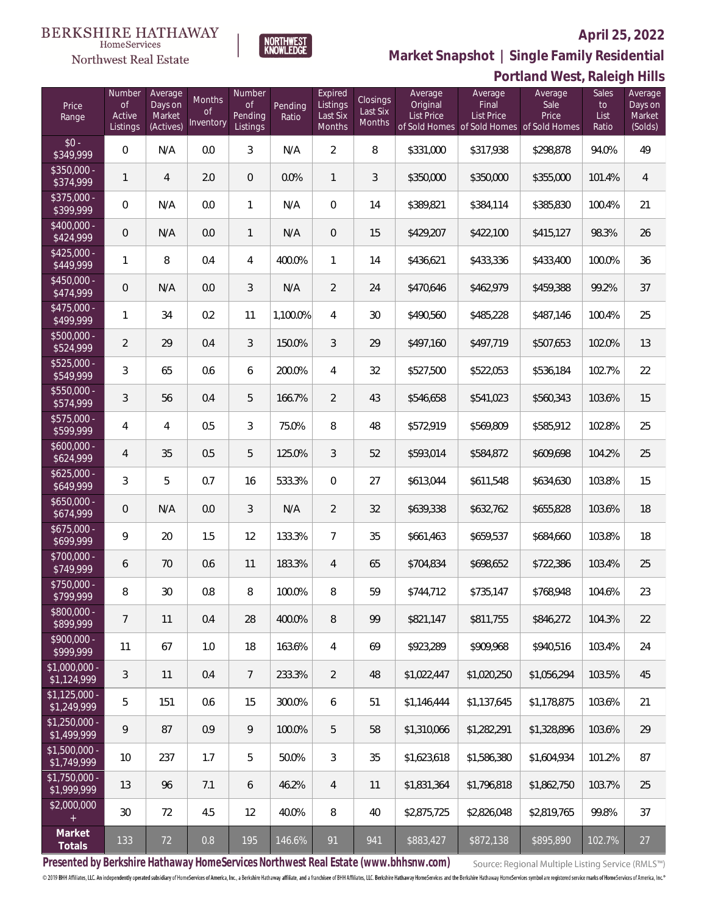BERKSHIRE HATHAWAY HomeServices Northwest Real Estate

NORTHWEST KNOWLEDGE

**April 25, 2022**

**Market Snapshot | Single Family Residential**

**Portland West, Raleigh Hills**

| Price Range | Number of Active Listings | Average Days on Market (Actives) | Months of Inventory | Number of Pending Listings | Pending Ratio | Expired Listings Last Six Months | Closings Last Six Months | Average Original List Price of Sold Homes | Average Final List Price of Sold Homes | Average Sale Price of Sold Homes | Sales to List Ratio | Average Days on Market (Solds) |
|---|---|---|---|---|---|---|---|---|---|---|---|---|
| $0 - $349,999 | 0 | N/A | 0.0 | 3 | N/A | 2 | 8 | $331,000 | $317,938 | $298,878 | 94.0% | 49 |
| $350,000 - $374,999 | 1 | 4 | 2.0 | 0 | 0.0% | 1 | 3 | $350,000 | $350,000 | $355,000 | 101.4% | 4 |
| $375,000 - $399,999 | 0 | N/A | 0.0 | 1 | N/A | 0 | 14 | $389,821 | $384,114 | $385,830 | 100.4% | 21 |
| $400,000 - $424,999 | 0 | N/A | 0.0 | 1 | N/A | 0 | 15 | $429,207 | $422,100 | $415,127 | 98.3% | 26 |
| $425,000 - $449,999 | 1 | 8 | 0.4 | 4 | 400.0% | 1 | 14 | $436,621 | $433,336 | $433,400 | 100.0% | 36 |
| $450,000 - $474,999 | 0 | N/A | 0.0 | 3 | N/A | 2 | 24 | $470,646 | $462,979 | $459,388 | 99.2% | 37 |
| $475,000 - $499,999 | 1 | 34 | 0.2 | 11 | 1,100.0% | 4 | 30 | $490,560 | $485,228 | $487,146 | 100.4% | 25 |
| $500,000 - $524,999 | 2 | 29 | 0.4 | 3 | 150.0% | 3 | 29 | $497,160 | $497,719 | $507,653 | 102.0% | 13 |
| $525,000 - $549,999 | 3 | 65 | 0.6 | 6 | 200.0% | 4 | 32 | $527,500 | $522,053 | $536,184 | 102.7% | 22 |
| $550,000 - $574,999 | 3 | 56 | 0.4 | 5 | 166.7% | 2 | 43 | $546,658 | $541,023 | $560,343 | 103.6% | 15 |
| $575,000 - $599,999 | 4 | 4 | 0.5 | 3 | 75.0% | 8 | 48 | $572,919 | $569,809 | $585,912 | 102.8% | 25 |
| $600,000 - $624,999 | 4 | 35 | 0.5 | 5 | 125.0% | 3 | 52 | $593,014 | $584,872 | $609,698 | 104.2% | 25 |
| $625,000 - $649,999 | 3 | 5 | 0.7 | 16 | 533.3% | 0 | 27 | $613,044 | $611,548 | $634,630 | 103.8% | 15 |
| $650,000 - $674,999 | 0 | N/A | 0.0 | 3 | N/A | 2 | 32 | $639,338 | $632,762 | $655,828 | 103.6% | 18 |
| $675,000 - $699,999 | 9 | 20 | 1.5 | 12 | 133.3% | 7 | 35 | $661,463 | $659,537 | $684,660 | 103.8% | 18 |
| $700,000 - $749,999 | 6 | 70 | 0.6 | 11 | 183.3% | 4 | 65 | $704,834 | $698,652 | $722,386 | 103.4% | 25 |
| $750,000 - $799,999 | 8 | 30 | 0.8 | 8 | 100.0% | 8 | 59 | $744,712 | $735,147 | $768,948 | 104.6% | 23 |
| $800,000 - $899,999 | 7 | 11 | 0.4 | 28 | 400.0% | 8 | 99 | $821,147 | $811,755 | $846,272 | 104.3% | 22 |
| $900,000 - $999,999 | 11 | 67 | 1.0 | 18 | 163.6% | 4 | 69 | $923,289 | $909,968 | $940,516 | 103.4% | 24 |
| $1,000,000 - $1,124,999 | 3 | 11 | 0.4 | 7 | 233.3% | 2 | 48 | $1,022,447 | $1,020,250 | $1,056,294 | 103.5% | 45 |
| $1,125,000 - $1,249,999 | 5 | 151 | 0.6 | 15 | 300.0% | 6 | 51 | $1,146,444 | $1,137,645 | $1,178,875 | 103.6% | 21 |
| $1,250,000 - $1,499,999 | 9 | 87 | 0.9 | 9 | 100.0% | 5 | 58 | $1,310,066 | $1,282,291 | $1,328,896 | 103.6% | 29 |
| $1,500,000 - $1,749,999 | 10 | 237 | 1.7 | 5 | 50.0% | 3 | 35 | $1,623,618 | $1,586,380 | $1,604,934 | 101.2% | 87 |
| $1,750,000 - $1,999,999 | 13 | 96 | 7.1 | 6 | 46.2% | 4 | 11 | $1,831,364 | $1,796,818 | $1,862,750 | 103.7% | 25 |
| $2,000,000 + | 30 | 72 | 4.5 | 12 | 40.0% | 8 | 40 | $2,875,725 | $2,826,048 | $2,819,765 | 99.8% | 37 |
| **Market Totals** | 133 | 72 | 0.8 | 195 | 146.6% | 91 | 941 | $883,427 | $872,138 | $895,890 | 102.7% | 27 |

**Presented by Berkshire Hathaway HomeServices Northwest Real Estate (www.bhhsnw.com)**

Source: Regional Multiple Listing Service (RMLS™)

© 2019 BHH Affiliates, LLC. An independently operated subsidiary of HomeServices of America, Inc., a Berkshire Hathaway affiliate, and a franchisee of BHH Affiliates, LLC. Berkshire Hathaway HomeServices and the Berkshire Hathaway HomeServices symbol are registered service marks of HomeServices of America, Inc.®